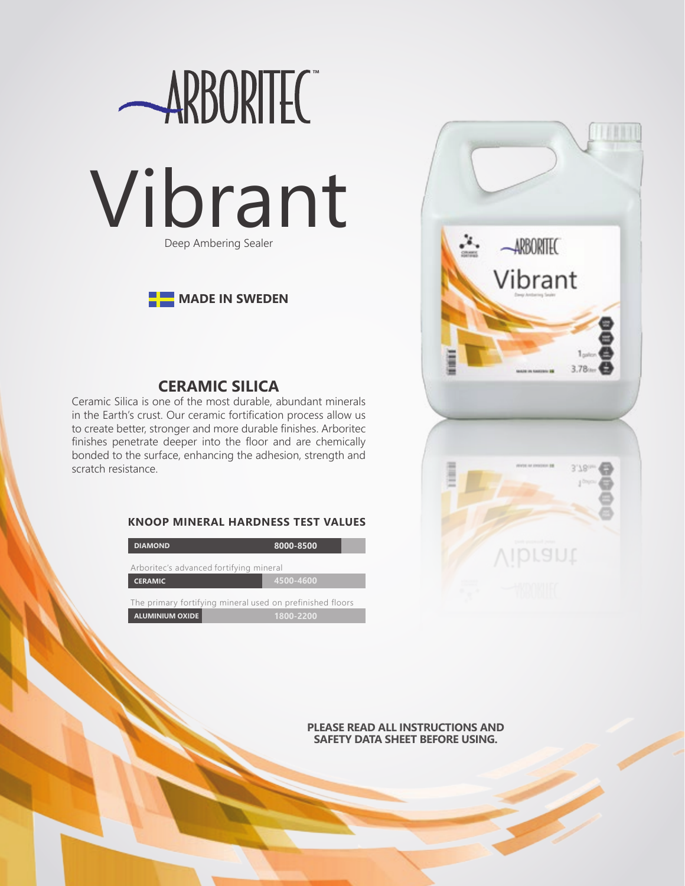# ARBORITEC™

# Vibrant

Deep Ambering Sealer

**MADE IN SWEDEN**

## CERAMIC SILICA

Ceramic Silica is one of the most durable, abundant minerals in the Earth's crust. Our ceramic fortification process allow us to create better, stronger and more durable finishes. Arboritec finishes penetrate deeper into the floor and are chemically bonded to the surface, enhancing the adhesion, strength and scratch resistance.

### KNOOP MINERAL HARDNESS TEST VALUES

| Mineral | Value |
|---|---|
| DIAMOND | 8000-8500 |
| Arboritec's advanced fortifying mineral | |
| CERAMIC | 4500-4600 |
| The primary fortifying mineral used on prefinished floors | |
| ALUMINIUM OXIDE | 1800-2200 |

**PLEASE READ ALL INSTRUCTIONS AND SAFETY DATA SHEET BEFORE USING.**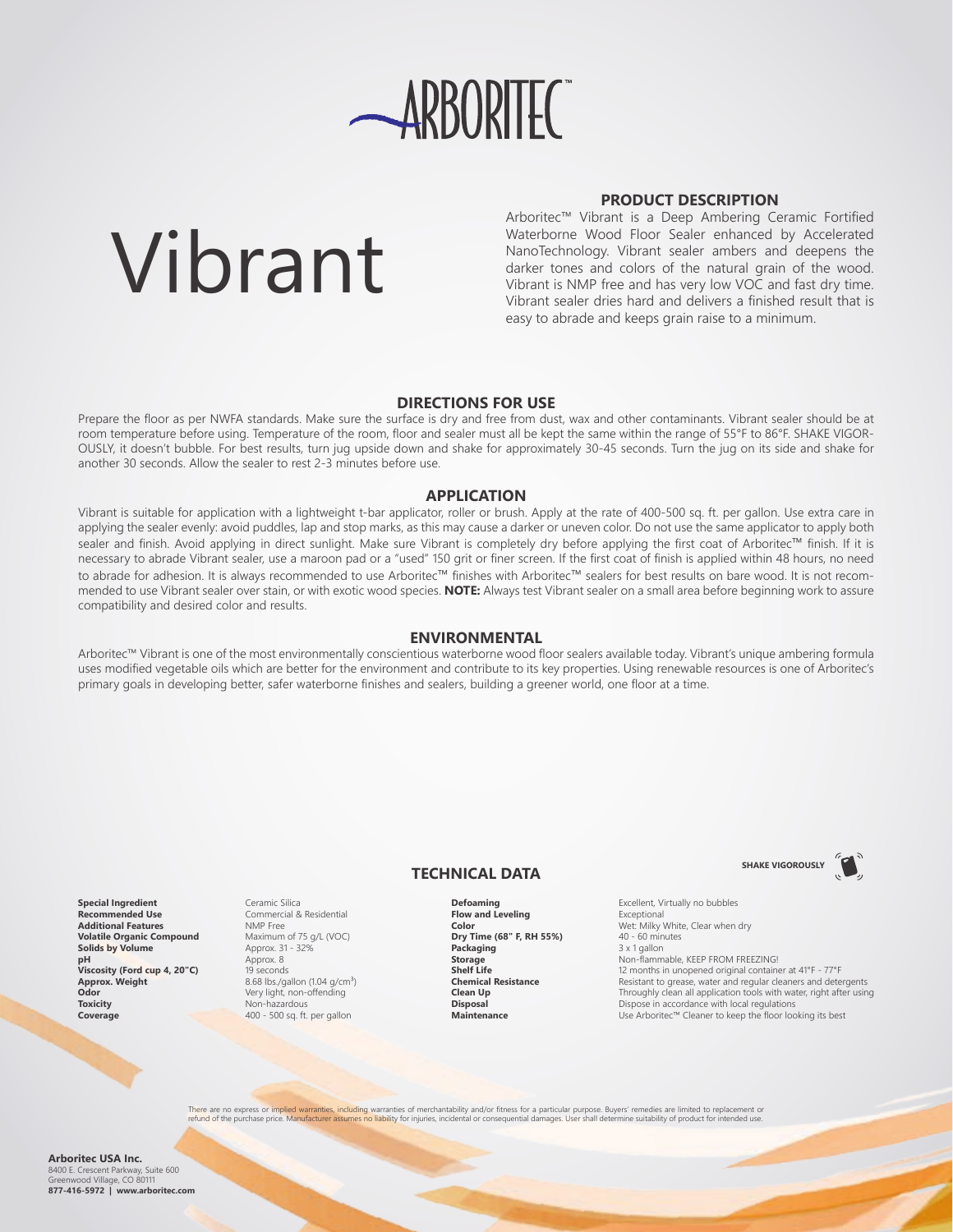# ARBORITEC™

# Vibrant

## PRODUCT DESCRIPTION

Arboritec™ Vibrant is a Deep Ambering Ceramic Fortified Waterborne Wood Floor Sealer enhanced by Accelerated NanoTechnology. Vibrant sealer ambers and deepens the darker tones and colors of the natural grain of the wood. Vibrant is NMP free and has very low VOC and fast dry time. Vibrant sealer dries hard and delivers a finished result that is easy to abrade and keeps grain raise to a minimum.

## DIRECTIONS FOR USE

Prepare the floor as per NWFA standards. Make sure the surface is dry and free from dust, wax and other contaminants. Vibrant sealer should be at room temperature before using. Temperature of the room, floor and sealer must all be kept the same within the range of 55°F to 86°F. SHAKE VIGOROUSLY, it doesn't bubble. For best results, turn jug upside down and shake for approximately 30-45 seconds. Turn the jug on its side and shake for another 30 seconds. Allow the sealer to rest 2-3 minutes before use.

## APPLICATION

Vibrant is suitable for application with a lightweight t-bar applicator, roller or brush. Apply at the rate of 400-500 sq. ft. per gallon. Use extra care in applying the sealer evenly: avoid puddles, lap and stop marks, as this may cause a darker or uneven color. Do not use the same applicator to apply both sealer and finish. Avoid applying in direct sunlight. Make sure Vibrant is completely dry before applying the first coat of Arboritec™ finish. If it is necessary to abrade Vibrant sealer, use a maroon pad or a "used" 150 grit or finer screen. If the first coat of finish is applied within 48 hours, no need to abrade for adhesion. It is always recommended to use Arboritec™ finishes with Arboritec™ sealers for best results on bare wood. It is not recommended to use Vibrant sealer over stain, or with exotic wood species. **NOTE:** Always test Vibrant sealer on a small area before beginning work to assure compatibility and desired color and results.

## ENVIRONMENTAL

Arboritec™ Vibrant is one of the most environmentally conscientious waterborne wood floor sealers available today. Vibrant's unique ambering formula uses modified vegetable oils which are better for the environment and contribute to its key properties. Using renewable resources is one of Arboritec's primary goals in developing better, safer waterborne finishes and sealers, building a greener world, one floor at a time.

## TECHNICAL DATA

**SHAKE VIGOROUSLY**

| | | | |
|---|---|---|---|
| **Special Ingredient** | Ceramic Silica | **Defoaming** | Excellent, Virtually no bubbles |
| **Recommended Use** | Commercial & Residential | **Flow and Leveling** | Exceptional |
| **Additional Features** | NMP Free | **Color** | Wet: Milky White, Clear when dry |
| **Volatile Organic Compound** | Maximum of 75 g/L (VOC) | **Dry Time (68" F, RH 55%)** | 40 - 60 minutes |
| **Solids by Volume** | Approx. 31 - 32% | **Packaging** | 3 x 1 gallon |
| **pH** | Approx. 8 | **Storage** | Non-flammable, KEEP FROM FREEZING! |
| **Viscosity (Ford cup 4, 20"C)** | 19 seconds | **Shelf Life** | 12 months in unopened original container at 41°F - 77°F |
| **Approx. Weight** | 8.68 lbs./gallon (1.04 g/cm³) | **Chemical Resistance** | Resistant to grease, water and regular cleaners and detergents |
| **Odor** | Very light, non-offending | **Clean Up** | Throughly clean all application tools with water, right after using |
| **Toxicity** | Non-hazardous | **Disposal** | Dispose in accordance with local regulations |
| **Coverage** | 400 - 500 sq. ft. per gallon | **Maintenance** | Use Arboritec™ Cleaner to keep the floor looking its best |

There are no express or implied warranties, including warranties of merchantability and/or fitness for a particular purpose. Buyers' remedies are limited to replacement or refund of the purchase price. Manufacturer assumes no liability for injuries, incidental or consequential damages. User shall determine suitability of product for intended use.

**Arboritec USA Inc.**
8400 E. Crescent Parkway, Suite 600
Greenwood Village, CO 80111
**877-416-5972 | www.arboritec.com**